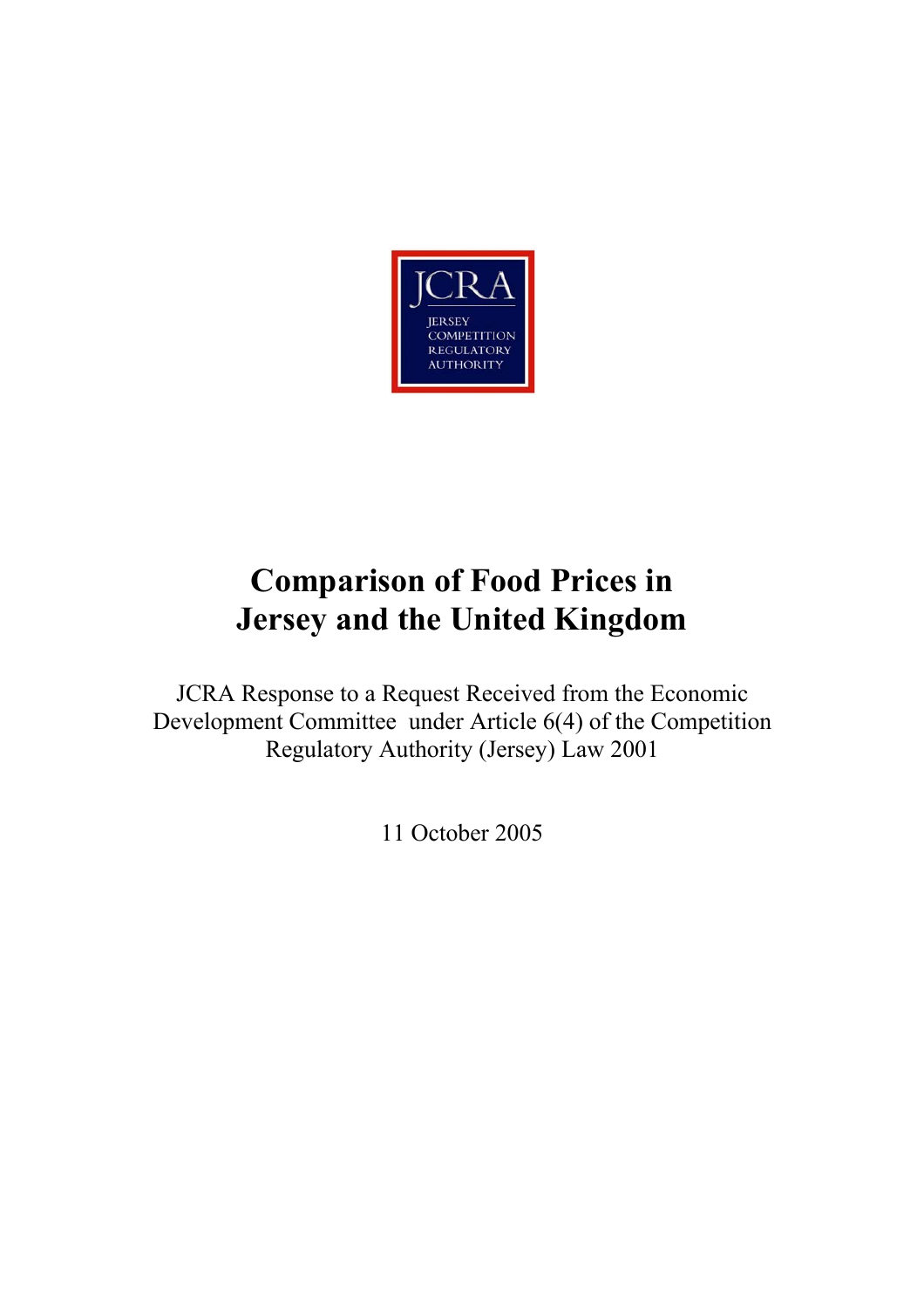JCRA

JERSEY
COMPETITION
REGULATORY
AUTHORITY

# Comparison of Food Prices in Jersey and the United Kingdom

JCRA Response to a Request Received from the Economic Development Committee under Article 6(4) of the Competition Regulatory Authority (Jersey) Law 2001

11 October 2005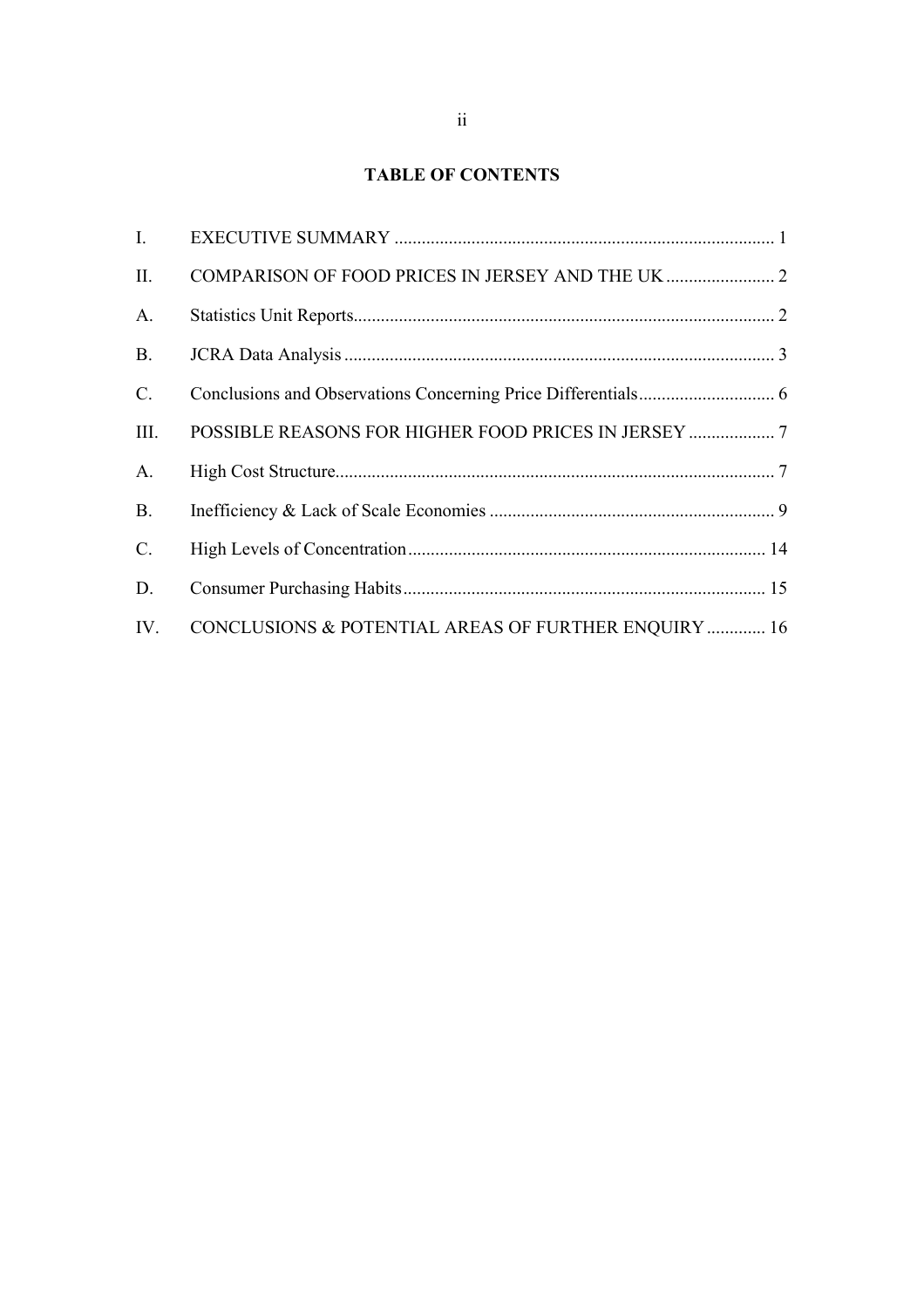## TABLE OF CONTENTS

| | | |
|---|---|---|
| I. | EXECUTIVE SUMMARY | 1 |
| II. | COMPARISON OF FOOD PRICES IN JERSEY AND THE UK | 2 |
| A. | Statistics Unit Reports | 2 |
| B. | JCRA Data Analysis | 3 |
| C. | Conclusions and Observations Concerning Price Differentials | 6 |
| III. | POSSIBLE REASONS FOR HIGHER FOOD PRICES IN JERSEY | 7 |
| A. | High Cost Structure | 7 |
| B. | Inefficiency & Lack of Scale Economies | 9 |
| C. | High Levels of Concentration | 14 |
| D. | Consumer Purchasing Habits | 15 |
| IV. | CONCLUSIONS & POTENTIAL AREAS OF FURTHER ENQUIRY | 16 |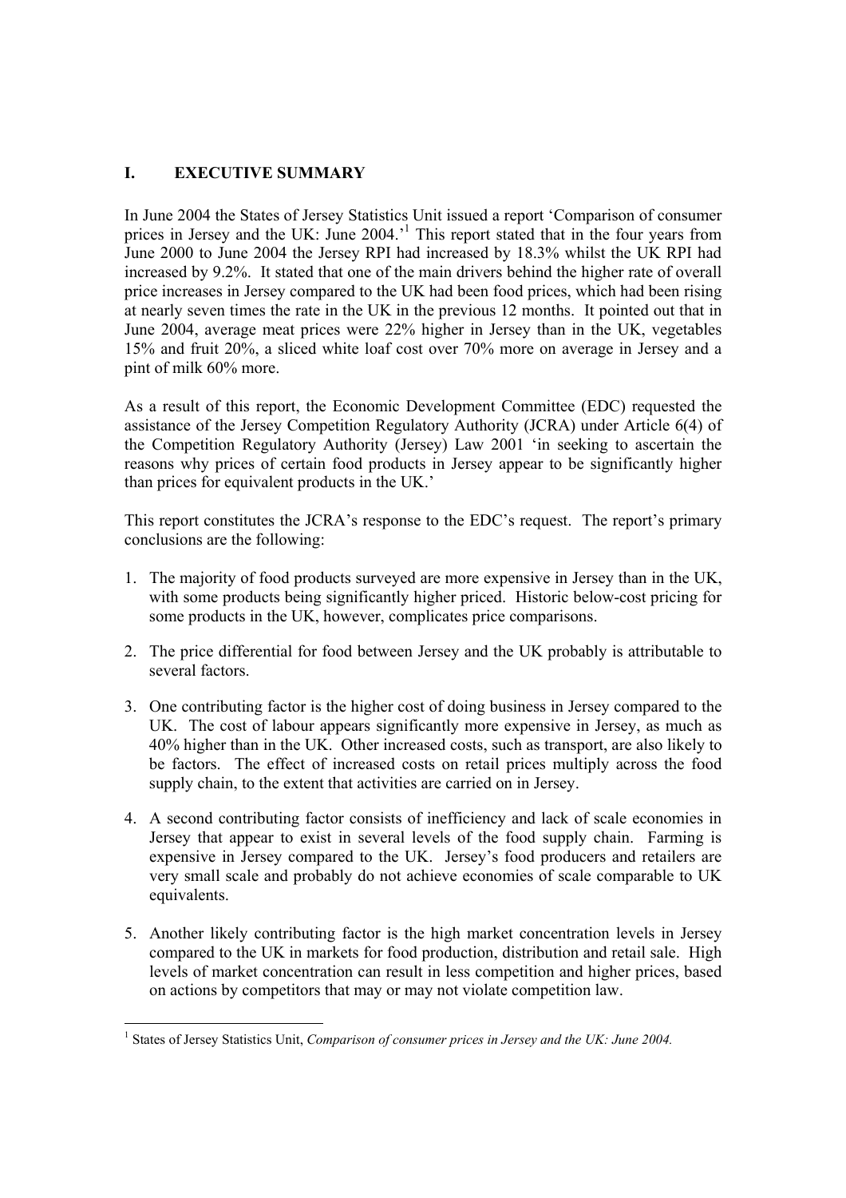## I. EXECUTIVE SUMMARY

In June 2004 the States of Jersey Statistics Unit issued a report 'Comparison of consumer prices in Jersey and the UK: June 2004.'[1] This report stated that in the four years from June 2000 to June 2004 the Jersey RPI had increased by 18.3% whilst the UK RPI had increased by 9.2%. It stated that one of the main drivers behind the higher rate of overall price increases in Jersey compared to the UK had been food prices, which had been rising at nearly seven times the rate in the UK in the previous 12 months. It pointed out that in June 2004, average meat prices were 22% higher in Jersey than in the UK, vegetables 15% and fruit 20%, a sliced white loaf cost over 70% more on average in Jersey and a pint of milk 60% more.

As a result of this report, the Economic Development Committee (EDC) requested the assistance of the Jersey Competition Regulatory Authority (JCRA) under Article 6(4) of the Competition Regulatory Authority (Jersey) Law 2001 'in seeking to ascertain the reasons why prices of certain food products in Jersey appear to be significantly higher than prices for equivalent products in the UK.'

This report constitutes the JCRA's response to the EDC's request. The report's primary conclusions are the following:

1. The majority of food products surveyed are more expensive in Jersey than in the UK, with some products being significantly higher priced. Historic below-cost pricing for some products in the UK, however, complicates price comparisons.
2. The price differential for food between Jersey and the UK probably is attributable to several factors.
3. One contributing factor is the higher cost of doing business in Jersey compared to the UK. The cost of labour appears significantly more expensive in Jersey, as much as 40% higher than in the UK. Other increased costs, such as transport, are also likely to be factors. The effect of increased costs on retail prices multiply across the food supply chain, to the extent that activities are carried on in Jersey.
4. A second contributing factor consists of inefficiency and lack of scale economies in Jersey that appear to exist in several levels of the food supply chain. Farming is expensive in Jersey compared to the UK. Jersey's food producers and retailers are very small scale and probably do not achieve economies of scale comparable to UK equivalents.
5. Another likely contributing factor is the high market concentration levels in Jersey compared to the UK in markets for food production, distribution and retail sale. High levels of market concentration can result in less competition and higher prices, based on actions by competitors that may or may not violate competition law.

[1] States of Jersey Statistics Unit, *Comparison of consumer prices in Jersey and the UK: June 2004.*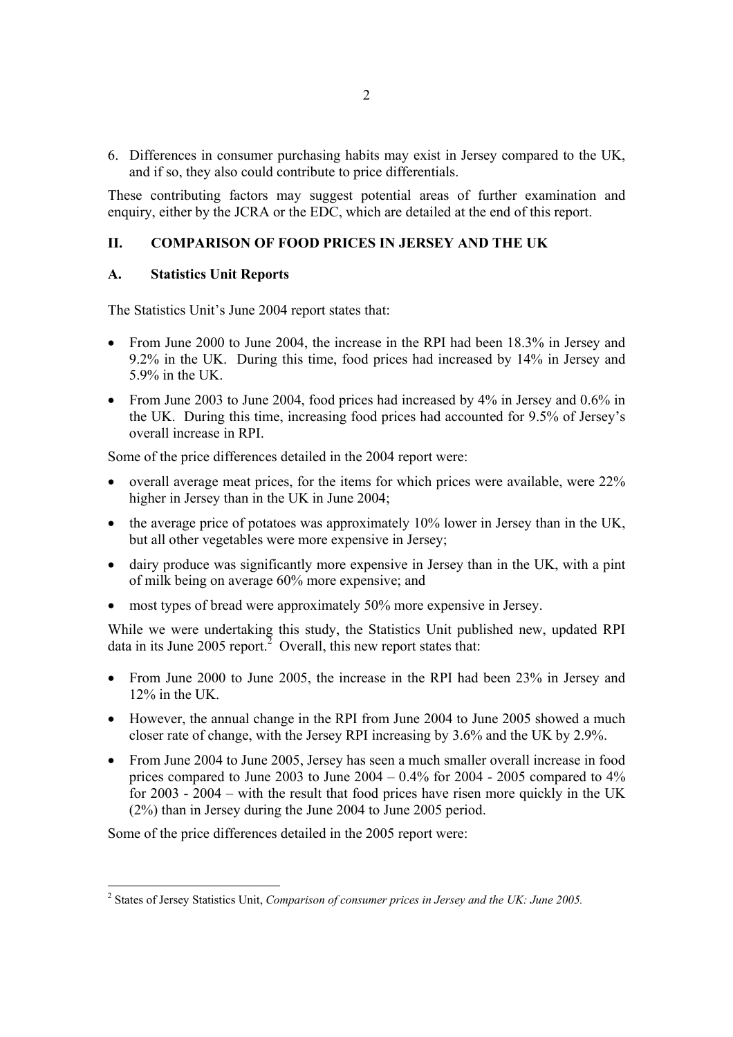6. Differences in consumer purchasing habits may exist in Jersey compared to the UK, and if so, they also could contribute to price differentials.

These contributing factors may suggest potential areas of further examination and enquiry, either by the JCRA or the EDC, which are detailed at the end of this report.

## II. COMPARISON OF FOOD PRICES IN JERSEY AND THE UK

### A. Statistics Unit Reports

The Statistics Unit's June 2004 report states that:

- From June 2000 to June 2004, the increase in the RPI had been 18.3% in Jersey and 9.2% in the UK. During this time, food prices had increased by 14% in Jersey and 5.9% in the UK.
- From June 2003 to June 2004, food prices had increased by 4% in Jersey and 0.6% in the UK. During this time, increasing food prices had accounted for 9.5% of Jersey's overall increase in RPI.

Some of the price differences detailed in the 2004 report were:

- overall average meat prices, for the items for which prices were available, were 22% higher in Jersey than in the UK in June 2004;
- the average price of potatoes was approximately 10% lower in Jersey than in the UK, but all other vegetables were more expensive in Jersey;
- dairy produce was significantly more expensive in Jersey than in the UK, with a pint of milk being on average 60% more expensive; and
- most types of bread were approximately 50% more expensive in Jersey.

While we were undertaking this study, the Statistics Unit published new, updated RPI data in its June 2005 report.[2] Overall, this new report states that:

- From June 2000 to June 2005, the increase in the RPI had been 23% in Jersey and 12% in the UK.
- However, the annual change in the RPI from June 2004 to June 2005 showed a much closer rate of change, with the Jersey RPI increasing by 3.6% and the UK by 2.9%.
- From June 2004 to June 2005, Jersey has seen a much smaller overall increase in food prices compared to June 2003 to June 2004 – 0.4% for 2004 - 2005 compared to 4% for 2003 - 2004 – with the result that food prices have risen more quickly in the UK (2%) than in Jersey during the June 2004 to June 2005 period.

Some of the price differences detailed in the 2005 report were:

---

[2] States of Jersey Statistics Unit, *Comparison of consumer prices in Jersey and the UK: June 2005.*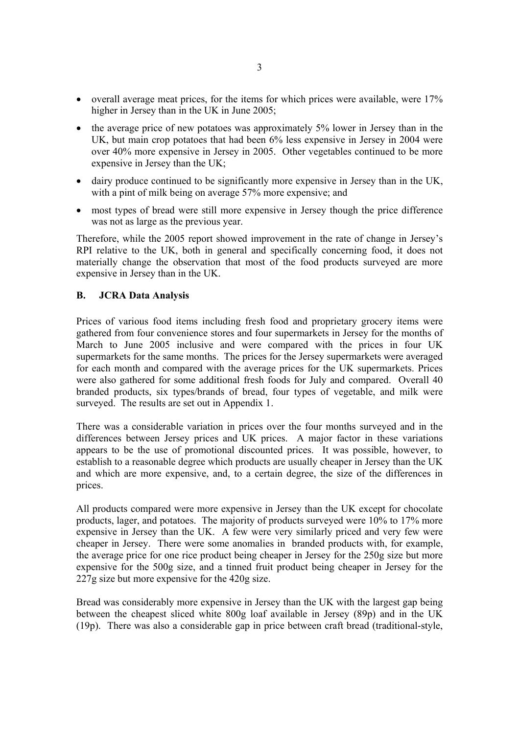- overall average meat prices, for the items for which prices were available, were 17% higher in Jersey than in the UK in June 2005;
- the average price of new potatoes was approximately 5% lower in Jersey than in the UK, but main crop potatoes that had been 6% less expensive in Jersey in 2004 were over 40% more expensive in Jersey in 2005. Other vegetables continued to be more expensive in Jersey than the UK;
- dairy produce continued to be significantly more expensive in Jersey than in the UK, with a pint of milk being on average 57% more expensive; and
- most types of bread were still more expensive in Jersey though the price difference was not as large as the previous year.

Therefore, while the 2005 report showed improvement in the rate of change in Jersey's RPI relative to the UK, both in general and specifically concerning food, it does not materially change the observation that most of the food products surveyed are more expensive in Jersey than in the UK.

## B. JCRA Data Analysis

Prices of various food items including fresh food and proprietary grocery items were gathered from four convenience stores and four supermarkets in Jersey for the months of March to June 2005 inclusive and were compared with the prices in four UK supermarkets for the same months. The prices for the Jersey supermarkets were averaged for each month and compared with the average prices for the UK supermarkets. Prices were also gathered for some additional fresh foods for July and compared. Overall 40 branded products, six types/brands of bread, four types of vegetable, and milk were surveyed. The results are set out in Appendix 1.

There was a considerable variation in prices over the four months surveyed and in the differences between Jersey prices and UK prices. A major factor in these variations appears to be the use of promotional discounted prices. It was possible, however, to establish to a reasonable degree which products are usually cheaper in Jersey than the UK and which are more expensive, and, to a certain degree, the size of the differences in prices.

All products compared were more expensive in Jersey than the UK except for chocolate products, lager, and potatoes. The majority of products surveyed were 10% to 17% more expensive in Jersey than the UK. A few were very similarly priced and very few were cheaper in Jersey. There were some anomalies in branded products with, for example, the average price for one rice product being cheaper in Jersey for the 250g size but more expensive for the 500g size, and a tinned fruit product being cheaper in Jersey for the 227g size but more expensive for the 420g size.

Bread was considerably more expensive in Jersey than the UK with the largest gap being between the cheapest sliced white 800g loaf available in Jersey (89p) and in the UK (19p). There was also a considerable gap in price between craft bread (traditional-style,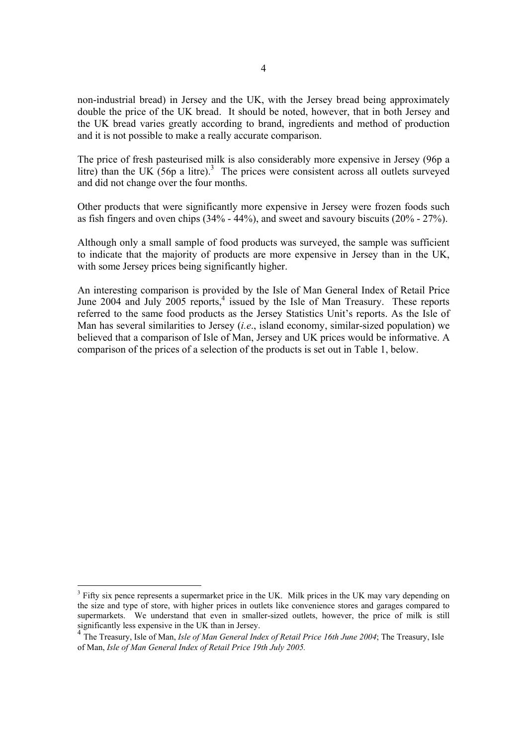non-industrial bread) in Jersey and the UK, with the Jersey bread being approximately double the price of the UK bread. It should be noted, however, that in both Jersey and the UK bread varies greatly according to brand, ingredients and method of production and it is not possible to make a really accurate comparison.

The price of fresh pasteurised milk is also considerably more expensive in Jersey (96p a litre) than the UK (56p a litre).[3] The prices were consistent across all outlets surveyed and did not change over the four months.

Other products that were significantly more expensive in Jersey were frozen foods such as fish fingers and oven chips (34% - 44%), and sweet and savoury biscuits (20% - 27%).

Although only a small sample of food products was surveyed, the sample was sufficient to indicate that the majority of products are more expensive in Jersey than in the UK, with some Jersey prices being significantly higher.

An interesting comparison is provided by the Isle of Man General Index of Retail Price June 2004 and July 2005 reports,[4] issued by the Isle of Man Treasury. These reports referred to the same food products as the Jersey Statistics Unit's reports. As the Isle of Man has several similarities to Jersey (*i.e*., island economy, similar-sized population) we believed that a comparison of Isle of Man, Jersey and UK prices would be informative. A comparison of the prices of a selection of the products is set out in Table 1, below.

---

[3] Fifty six pence represents a supermarket price in the UK. Milk prices in the UK may vary depending on the size and type of store, with higher prices in outlets like convenience stores and garages compared to supermarkets. We understand that even in smaller-sized outlets, however, the price of milk is still significantly less expensive in the UK than in Jersey.

[4] The Treasury, Isle of Man, *Isle of Man General Index of Retail Price 16th June 2004*; The Treasury, Isle of Man, *Isle of Man General Index of Retail Price 19th July 2005.*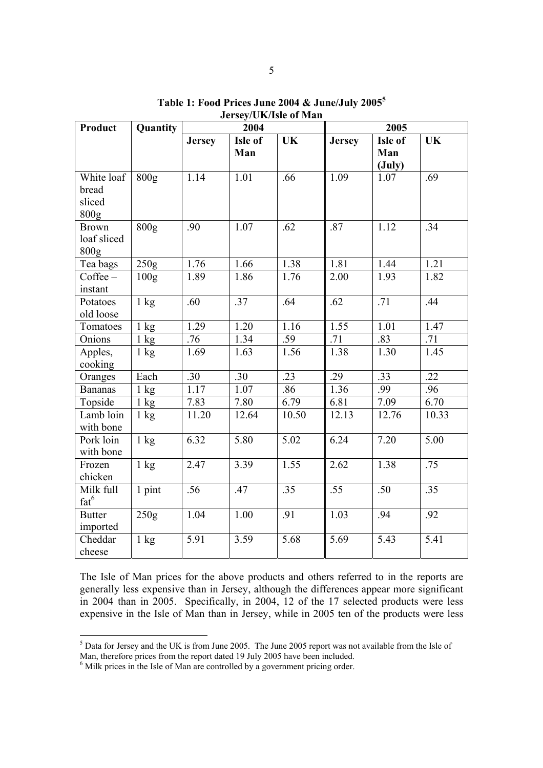**Table 1: Food Prices June 2004 & June/July 2005[5]**
**Jersey/UK/Isle of Man**

| Product | Quantity | 2004 | | | 2005 | | |
|---|---|---|---|---|---|---|---|
| | | **Jersey** | **Isle of Man** | **UK** | **Jersey** | **Isle of Man (July)** | **UK** |
| White loaf bread sliced 800g | 800g | 1.14 | 1.01 | .66 | 1.09 | 1.07 | .69 |
| Brown loaf sliced 800g | 800g | .90 | 1.07 | .62 | .87 | 1.12 | .34 |
| Tea bags | 250g | 1.76 | 1.66 | 1.38 | 1.81 | 1.44 | 1.21 |
| Coffee – instant | 100g | 1.89 | 1.86 | 1.76 | 2.00 | 1.93 | 1.82 |
| Potatoes old loose | 1 kg | .60 | .37 | .64 | .62 | .71 | .44 |
| Tomatoes | 1 kg | 1.29 | 1.20 | 1.16 | 1.55 | 1.01 | 1.47 |
| Onions | 1 kg | .76 | 1.34 | .59 | .71 | .83 | .71 |
| Apples, cooking | 1 kg | 1.69 | 1.63 | 1.56 | 1.38 | 1.30 | 1.45 |
| Oranges | Each | .30 | .30 | .23 | .29 | .33 | .22 |
| Bananas | 1 kg | 1.17 | 1.07 | .86 | 1.36 | .99 | .96 |
| Topside | 1 kg | 7.83 | 7.80 | 6.79 | 6.81 | 7.09 | 6.70 |
| Lamb loin with bone | 1 kg | 11.20 | 12.64 | 10.50 | 12.13 | 12.76 | 10.33 |
| Pork loin with bone | 1 kg | 6.32 | 5.80 | 5.02 | 6.24 | 7.20 | 5.00 |
| Frozen chicken | 1 kg | 2.47 | 3.39 | 1.55 | 2.62 | 1.38 | .75 |
| Milk full fat[6] | 1 pint | .56 | .47 | .35 | .55 | .50 | .35 |
| Butter imported | 250g | 1.04 | 1.00 | .91 | 1.03 | .94 | .92 |
| Cheddar cheese | 1 kg | 5.91 | 3.59 | 5.68 | 5.69 | 5.43 | 5.41 |

The Isle of Man prices for the above products and others referred to in the reports are generally less expensive than in Jersey, although the differences appear more significant in 2004 than in 2005. Specifically, in 2004, 12 of the 17 selected products were less expensive in the Isle of Man than in Jersey, while in 2005 ten of the products were less

---

[5] Data for Jersey and the UK is from June 2005. The June 2005 report was not available from the Isle of Man, therefore prices from the report dated 19 July 2005 have been included.

[6] Milk prices in the Isle of Man are controlled by a government pricing order.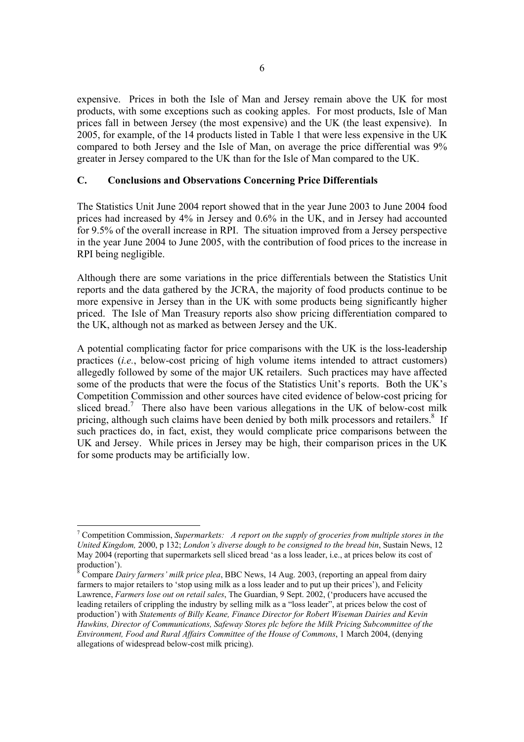expensive. Prices in both the Isle of Man and Jersey remain above the UK for most products, with some exceptions such as cooking apples. For most products, Isle of Man prices fall in between Jersey (the most expensive) and the UK (the least expensive). In 2005, for example, of the 14 products listed in Table 1 that were less expensive in the UK compared to both Jersey and the Isle of Man, on average the price differential was 9% greater in Jersey compared to the UK than for the Isle of Man compared to the UK.

## C. Conclusions and Observations Concerning Price Differentials

The Statistics Unit June 2004 report showed that in the year June 2003 to June 2004 food prices had increased by 4% in Jersey and 0.6% in the UK, and in Jersey had accounted for 9.5% of the overall increase in RPI. The situation improved from a Jersey perspective in the year June 2004 to June 2005, with the contribution of food prices to the increase in RPI being negligible.

Although there are some variations in the price differentials between the Statistics Unit reports and the data gathered by the JCRA, the majority of food products continue to be more expensive in Jersey than in the UK with some products being significantly higher priced. The Isle of Man Treasury reports also show pricing differentiation compared to the UK, although not as marked as between Jersey and the UK.

A potential complicating factor for price comparisons with the UK is the loss-leadership practices (*i.e.*, below-cost pricing of high volume items intended to attract customers) allegedly followed by some of the major UK retailers. Such practices may have affected some of the products that were the focus of the Statistics Unit's reports. Both the UK's Competition Commission and other sources have cited evidence of below-cost pricing for sliced bread.[7] There also have been various allegations in the UK of below-cost milk pricing, although such claims have been denied by both milk processors and retailers.[8] If such practices do, in fact, exist, they would complicate price comparisons between the UK and Jersey. While prices in Jersey may be high, their comparison prices in the UK for some products may be artificially low.

---

[7] Competition Commission, *Supermarkets: A report on the supply of groceries from multiple stores in the United Kingdom,* 2000, p 132; *London's diverse dough to be consigned to the bread bin*, Sustain News, 12 May 2004 (reporting that supermarkets sell sliced bread 'as a loss leader, i.e., at prices below its cost of production').

[8] Compare *Dairy farmers' milk price plea*, BBC News, 14 Aug. 2003, (reporting an appeal from dairy farmers to major retailers to 'stop using milk as a loss leader and to put up their prices'), and Felicity Lawrence, *Farmers lose out on retail sales*, The Guardian, 9 Sept. 2002, ('producers have accused the leading retailers of crippling the industry by selling milk as a "loss leader", at prices below the cost of production') with *Statements of Billy Keane, Finance Director for Robert Wiseman Dairies and Kevin Hawkins, Director of Communications, Safeway Stores plc before the Milk Pricing Subcommittee of the Environment, Food and Rural Affairs Committee of the House of Commons*, 1 March 2004, (denying allegations of widespread below-cost milk pricing).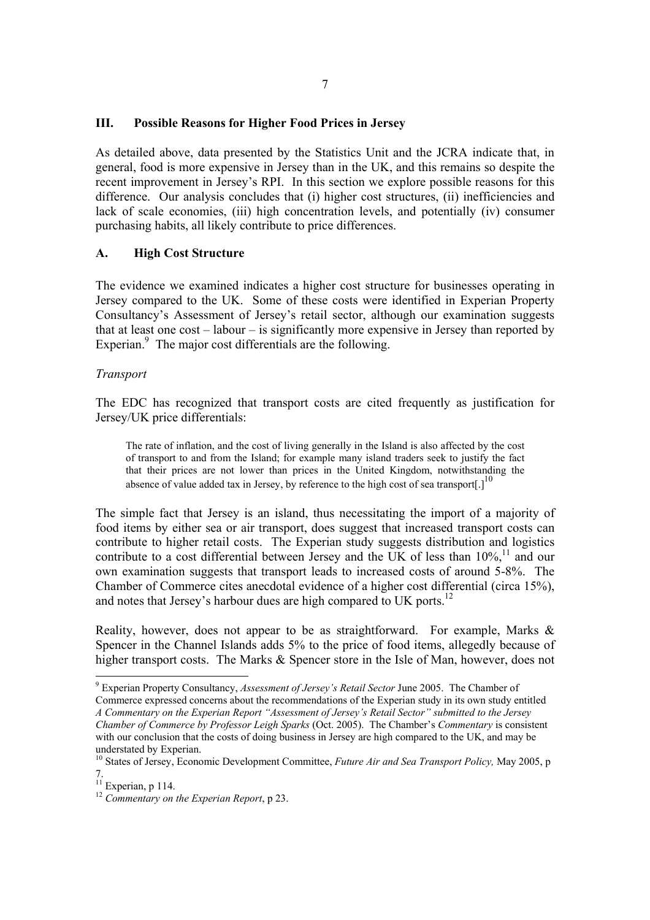## III. Possible Reasons for Higher Food Prices in Jersey

As detailed above, data presented by the Statistics Unit and the JCRA indicate that, in general, food is more expensive in Jersey than in the UK, and this remains so despite the recent improvement in Jersey's RPI. In this section we explore possible reasons for this difference. Our analysis concludes that (i) higher cost structures, (ii) inefficiencies and lack of scale economies, (iii) high concentration levels, and potentially (iv) consumer purchasing habits, all likely contribute to price differences.

### A. High Cost Structure

The evidence we examined indicates a higher cost structure for businesses operating in Jersey compared to the UK. Some of these costs were identified in Experian Property Consultancy's Assessment of Jersey's retail sector, although our examination suggests that at least one cost – labour – is significantly more expensive in Jersey than reported by Experian.[9] The major cost differentials are the following.

*Transport*

The EDC has recognized that transport costs are cited frequently as justification for Jersey/UK price differentials:

> The rate of inflation, and the cost of living generally in the Island is also affected by the cost of transport to and from the Island; for example many island traders seek to justify the fact that their prices are not lower than prices in the United Kingdom, notwithstanding the absence of value added tax in Jersey, by reference to the high cost of sea transport[.][10]

The simple fact that Jersey is an island, thus necessitating the import of a majority of food items by either sea or air transport, does suggest that increased transport costs can contribute to higher retail costs. The Experian study suggests distribution and logistics contribute to a cost differential between Jersey and the UK of less than 10%,[11] and our own examination suggests that transport leads to increased costs of around 5-8%. The Chamber of Commerce cites anecdotal evidence of a higher cost differential (circa 15%), and notes that Jersey's harbour dues are high compared to UK ports.[12]

Reality, however, does not appear to be as straightforward. For example, Marks & Spencer in the Channel Islands adds 5% to the price of food items, allegedly because of higher transport costs. The Marks & Spencer store in the Isle of Man, however, does not

---

[9] Experian Property Consultancy, *Assessment of Jersey's Retail Sector* June 2005. The Chamber of Commerce expressed concerns about the recommendations of the Experian study in its own study entitled *A Commentary on the Experian Report "Assessment of Jersey's Retail Sector" submitted to the Jersey Chamber of Commerce by Professor Leigh Sparks* (Oct. 2005). The Chamber's *Commentary* is consistent with our conclusion that the costs of doing business in Jersey are high compared to the UK, and may be understated by Experian.

[10] States of Jersey, Economic Development Committee, *Future Air and Sea Transport Policy,* May 2005, p 7.

[11] Experian, p 114.

[12] *Commentary on the Experian Report*, p 23.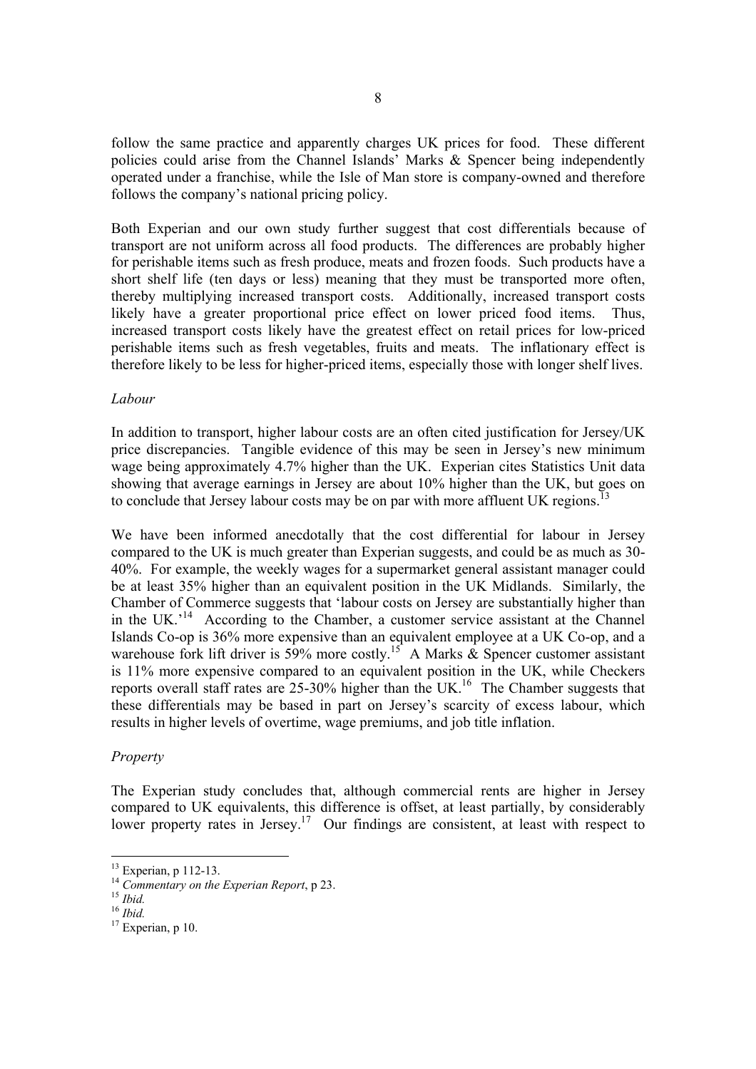follow the same practice and apparently charges UK prices for food. These different policies could arise from the Channel Islands' Marks & Spencer being independently operated under a franchise, while the Isle of Man store is company-owned and therefore follows the company's national pricing policy.

Both Experian and our own study further suggest that cost differentials because of transport are not uniform across all food products. The differences are probably higher for perishable items such as fresh produce, meats and frozen foods. Such products have a short shelf life (ten days or less) meaning that they must be transported more often, thereby multiplying increased transport costs. Additionally, increased transport costs likely have a greater proportional price effect on lower priced food items. Thus, increased transport costs likely have the greatest effect on retail prices for low-priced perishable items such as fresh vegetables, fruits and meats. The inflationary effect is therefore likely to be less for higher-priced items, especially those with longer shelf lives.

*Labour*

In addition to transport, higher labour costs are an often cited justification for Jersey/UK price discrepancies. Tangible evidence of this may be seen in Jersey's new minimum wage being approximately 4.7% higher than the UK. Experian cites Statistics Unit data showing that average earnings in Jersey are about 10% higher than the UK, but goes on to conclude that Jersey labour costs may be on par with more affluent UK regions.[13]

We have been informed anecdotally that the cost differential for labour in Jersey compared to the UK is much greater than Experian suggests, and could be as much as 30-40%. For example, the weekly wages for a supermarket general assistant manager could be at least 35% higher than an equivalent position in the UK Midlands. Similarly, the Chamber of Commerce suggests that 'labour costs on Jersey are substantially higher than in the UK.'[14] According to the Chamber, a customer service assistant at the Channel Islands Co-op is 36% more expensive than an equivalent employee at a UK Co-op, and a warehouse fork lift driver is 59% more costly.[15] A Marks & Spencer customer assistant is 11% more expensive compared to an equivalent position in the UK, while Checkers reports overall staff rates are 25-30% higher than the UK.[16] The Chamber suggests that these differentials may be based in part on Jersey's scarcity of excess labour, which results in higher levels of overtime, wage premiums, and job title inflation.

*Property*

The Experian study concludes that, although commercial rents are higher in Jersey compared to UK equivalents, this difference is offset, at least partially, by considerably lower property rates in Jersey.[17] Our findings are consistent, at least with respect to

---

[13] Experian, p 112-13.

[14] *Commentary on the Experian Report*, p 23.

[15] *Ibid.*

[16] *Ibid.*

[17] Experian, p 10.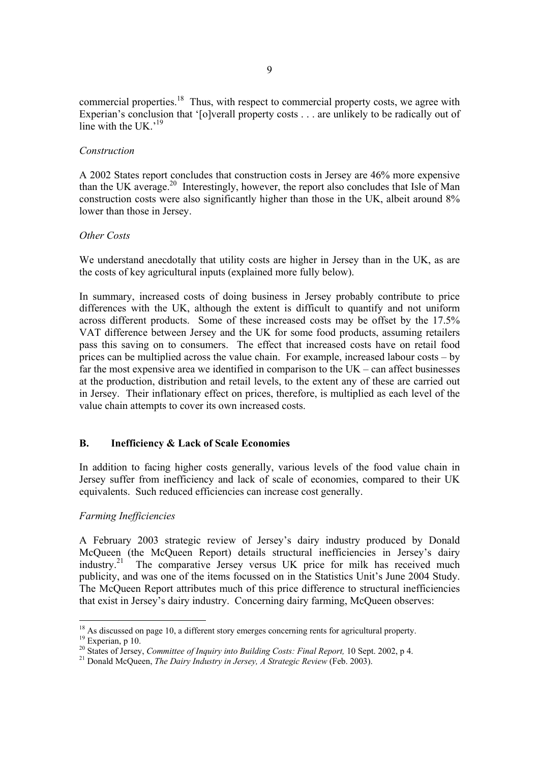commercial properties.[18] Thus, with respect to commercial property costs, we agree with Experian's conclusion that '[o]verall property costs . . . are unlikely to be radically out of line with the UK.'[19]

*Construction*

A 2002 States report concludes that construction costs in Jersey are 46% more expensive than the UK average.[20] Interestingly, however, the report also concludes that Isle of Man construction costs were also significantly higher than those in the UK, albeit around 8% lower than those in Jersey.

*Other Costs*

We understand anecdotally that utility costs are higher in Jersey than in the UK, as are the costs of key agricultural inputs (explained more fully below).

In summary, increased costs of doing business in Jersey probably contribute to price differences with the UK, although the extent is difficult to quantify and not uniform across different products. Some of these increased costs may be offset by the 17.5% VAT difference between Jersey and the UK for some food products, assuming retailers pass this saving on to consumers. The effect that increased costs have on retail food prices can be multiplied across the value chain. For example, increased labour costs – by far the most expensive area we identified in comparison to the UK – can affect businesses at the production, distribution and retail levels, to the extent any of these are carried out in Jersey. Their inflationary effect on prices, therefore, is multiplied as each level of the value chain attempts to cover its own increased costs.

## B. Inefficiency & Lack of Scale Economies

In addition to facing higher costs generally, various levels of the food value chain in Jersey suffer from inefficiency and lack of scale of economies, compared to their UK equivalents. Such reduced efficiencies can increase cost generally.

*Farming Inefficiencies*

A February 2003 strategic review of Jersey's dairy industry produced by Donald McQueen (the McQueen Report) details structural inefficiencies in Jersey's dairy industry.[21] The comparative Jersey versus UK price for milk has received much publicity, and was one of the items focussed on in the Statistics Unit's June 2004 Study. The McQueen Report attributes much of this price difference to structural inefficiencies that exist in Jersey's dairy industry. Concerning dairy farming, McQueen observes:

---

[18] As discussed on page 10, a different story emerges concerning rents for agricultural property.

[19] Experian, p 10.

[20] States of Jersey, *Committee of Inquiry into Building Costs: Final Report,* 10 Sept. 2002, p 4.

[21] Donald McQueen, *The Dairy Industry in Jersey, A Strategic Review* (Feb. 2003).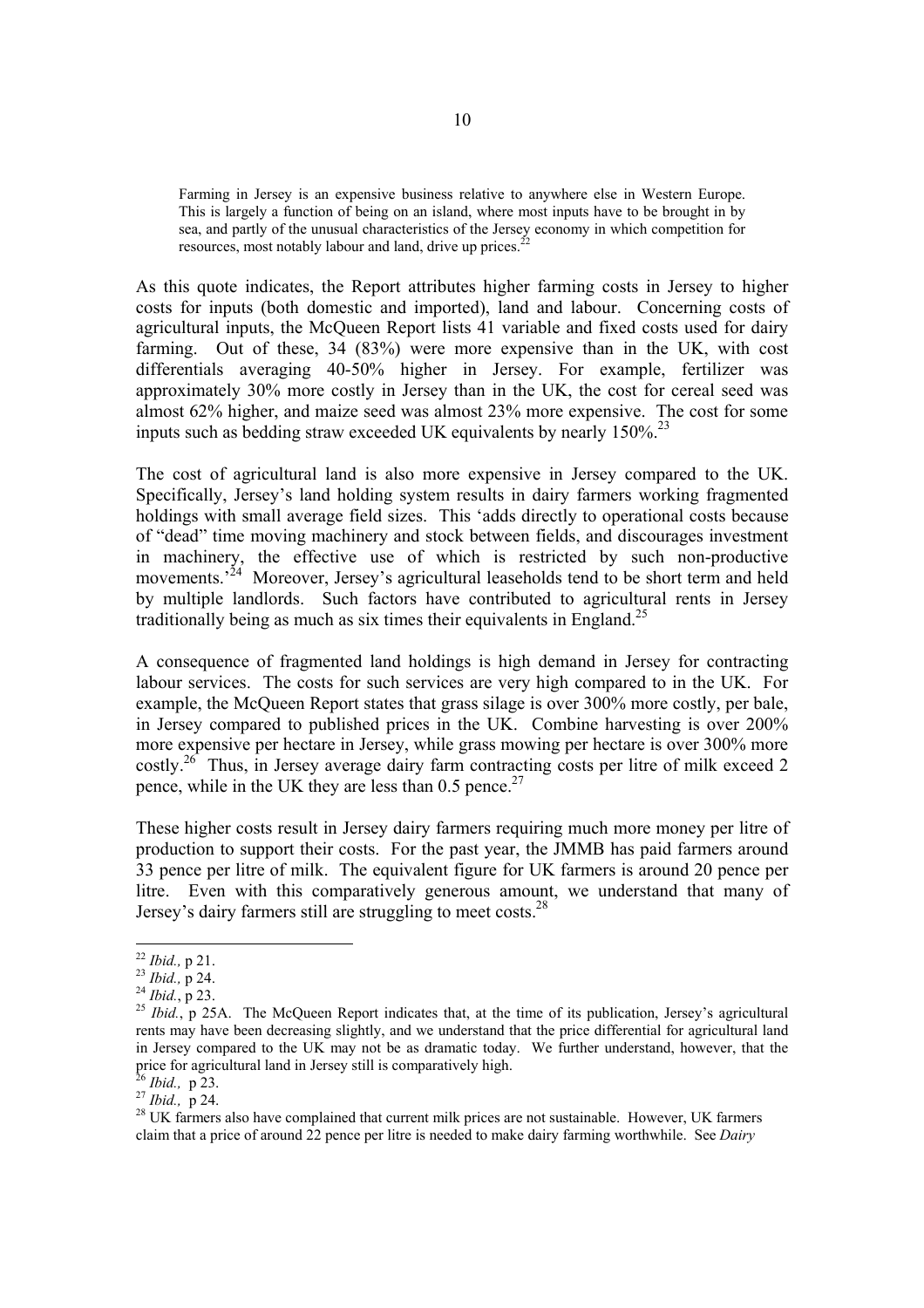> Farming in Jersey is an expensive business relative to anywhere else in Western Europe. This is largely a function of being on an island, where most inputs have to be brought in by sea, and partly of the unusual characteristics of the Jersey economy in which competition for resources, most notably labour and land, drive up prices.[22]

As this quote indicates, the Report attributes higher farming costs in Jersey to higher costs for inputs (both domestic and imported), land and labour. Concerning costs of agricultural inputs, the McQueen Report lists 41 variable and fixed costs used for dairy farming. Out of these, 34 (83%) were more expensive than in the UK, with cost differentials averaging 40-50% higher in Jersey. For example, fertilizer was approximately 30% more costly in Jersey than in the UK, the cost for cereal seed was almost 62% higher, and maize seed was almost 23% more expensive. The cost for some inputs such as bedding straw exceeded UK equivalents by nearly 150%.[23]

The cost of agricultural land is also more expensive in Jersey compared to the UK. Specifically, Jersey's land holding system results in dairy farmers working fragmented holdings with small average field sizes. This 'adds directly to operational costs because of "dead" time moving machinery and stock between fields, and discourages investment in machinery, the effective use of which is restricted by such non-productive movements.'[24] Moreover, Jersey's agricultural leaseholds tend to be short term and held by multiple landlords. Such factors have contributed to agricultural rents in Jersey traditionally being as much as six times their equivalents in England.[25]

A consequence of fragmented land holdings is high demand in Jersey for contracting labour services. The costs for such services are very high compared to in the UK. For example, the McQueen Report states that grass silage is over 300% more costly, per bale, in Jersey compared to published prices in the UK. Combine harvesting is over 200% more expensive per hectare in Jersey, while grass mowing per hectare is over 300% more costly.[26] Thus, in Jersey average dairy farm contracting costs per litre of milk exceed 2 pence, while in the UK they are less than 0.5 pence.[27]

These higher costs result in Jersey dairy farmers requiring much more money per litre of production to support their costs. For the past year, the JMMB has paid farmers around 33 pence per litre of milk. The equivalent figure for UK farmers is around 20 pence per litre. Even with this comparatively generous amount, we understand that many of Jersey's dairy farmers still are struggling to meet costs.[28]

---

[22] *Ibid.,* p 21.

[23] *Ibid.,* p 24.

[24] *Ibid.*, p 23.

[25] *Ibid.*, p 25A. The McQueen Report indicates that, at the time of its publication, Jersey's agricultural rents may have been decreasing slightly, and we understand that the price differential for agricultural land in Jersey compared to the UK may not be as dramatic today. We further understand, however, that the price for agricultural land in Jersey still is comparatively high.

[26] *Ibid.,* p 23.

[27] *Ibid.,* p 24.

[28] UK farmers also have complained that current milk prices are not sustainable. However, UK farmers claim that a price of around 22 pence per litre is needed to make dairy farming worthwhile. See *Dairy*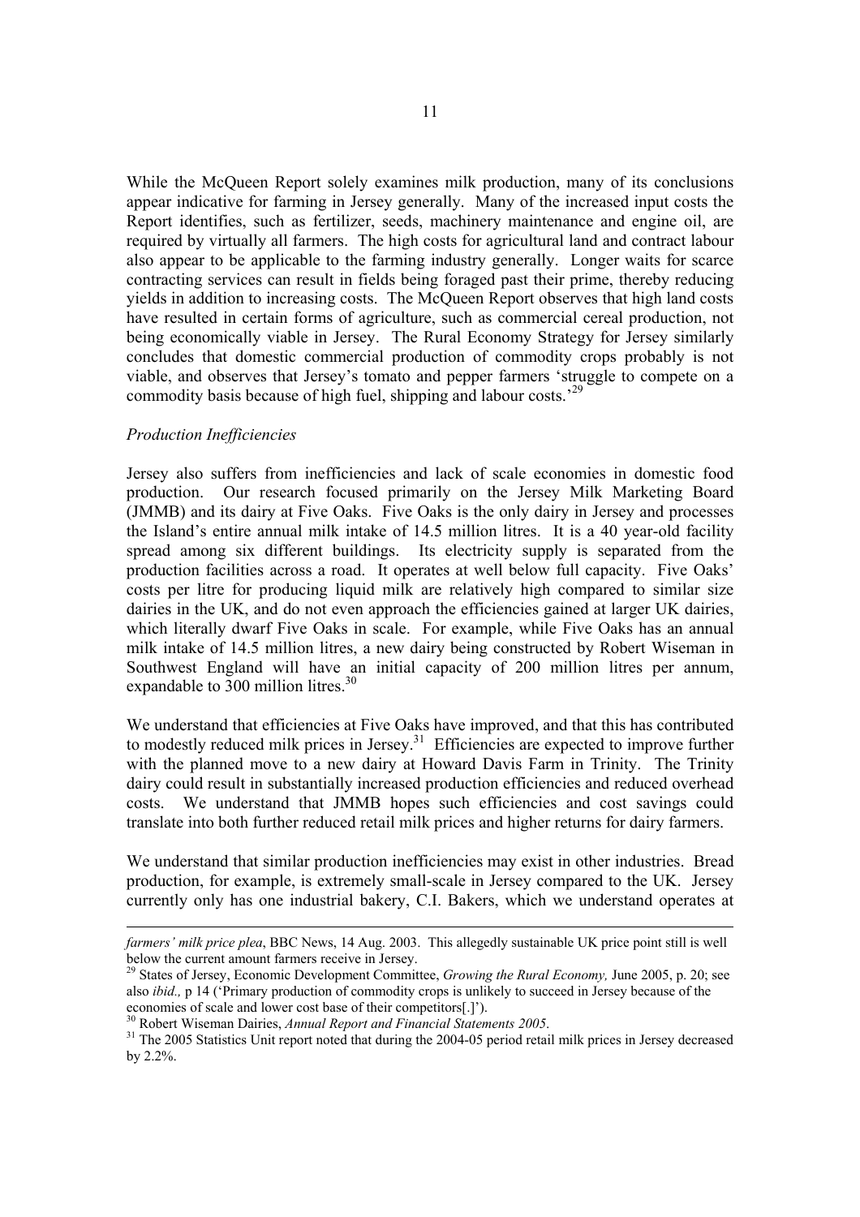While the McQueen Report solely examines milk production, many of its conclusions appear indicative for farming in Jersey generally. Many of the increased input costs the Report identifies, such as fertilizer, seeds, machinery maintenance and engine oil, are required by virtually all farmers. The high costs for agricultural land and contract labour also appear to be applicable to the farming industry generally. Longer waits for scarce contracting services can result in fields being foraged past their prime, thereby reducing yields in addition to increasing costs. The McQueen Report observes that high land costs have resulted in certain forms of agriculture, such as commercial cereal production, not being economically viable in Jersey. The Rural Economy Strategy for Jersey similarly concludes that domestic commercial production of commodity crops probably is not viable, and observes that Jersey's tomato and pepper farmers 'struggle to compete on a commodity basis because of high fuel, shipping and labour costs.'[29]

*Production Inefficiencies*

Jersey also suffers from inefficiencies and lack of scale economies in domestic food production. Our research focused primarily on the Jersey Milk Marketing Board (JMMB) and its dairy at Five Oaks. Five Oaks is the only dairy in Jersey and processes the Island's entire annual milk intake of 14.5 million litres. It is a 40 year-old facility spread among six different buildings. Its electricity supply is separated from the production facilities across a road. It operates at well below full capacity. Five Oaks' costs per litre for producing liquid milk are relatively high compared to similar size dairies in the UK, and do not even approach the efficiencies gained at larger UK dairies, which literally dwarf Five Oaks in scale. For example, while Five Oaks has an annual milk intake of 14.5 million litres, a new dairy being constructed by Robert Wiseman in Southwest England will have an initial capacity of 200 million litres per annum, expandable to 300 million litres.[30]

We understand that efficiencies at Five Oaks have improved, and that this has contributed to modestly reduced milk prices in Jersey.[31] Efficiencies are expected to improve further with the planned move to a new dairy at Howard Davis Farm in Trinity. The Trinity dairy could result in substantially increased production efficiencies and reduced overhead costs. We understand that JMMB hopes such efficiencies and cost savings could translate into both further reduced retail milk prices and higher returns for dairy farmers.

We understand that similar production inefficiencies may exist in other industries. Bread production, for example, is extremely small-scale in Jersey compared to the UK. Jersey currently only has one industrial bakery, C.I. Bakers, which we understand operates at

---

*farmers' milk price plea*, BBC News, 14 Aug. 2003. This allegedly sustainable UK price point still is well below the current amount farmers receive in Jersey.

[29] States of Jersey, Economic Development Committee, *Growing the Rural Economy,* June 2005, p. 20; see also *ibid.,* p 14 ('Primary production of commodity crops is unlikely to succeed in Jersey because of the economies of scale and lower cost base of their competitors[.]').

[30] Robert Wiseman Dairies, *Annual Report and Financial Statements 2005*.

[31] The 2005 Statistics Unit report noted that during the 2004-05 period retail milk prices in Jersey decreased by 2.2%.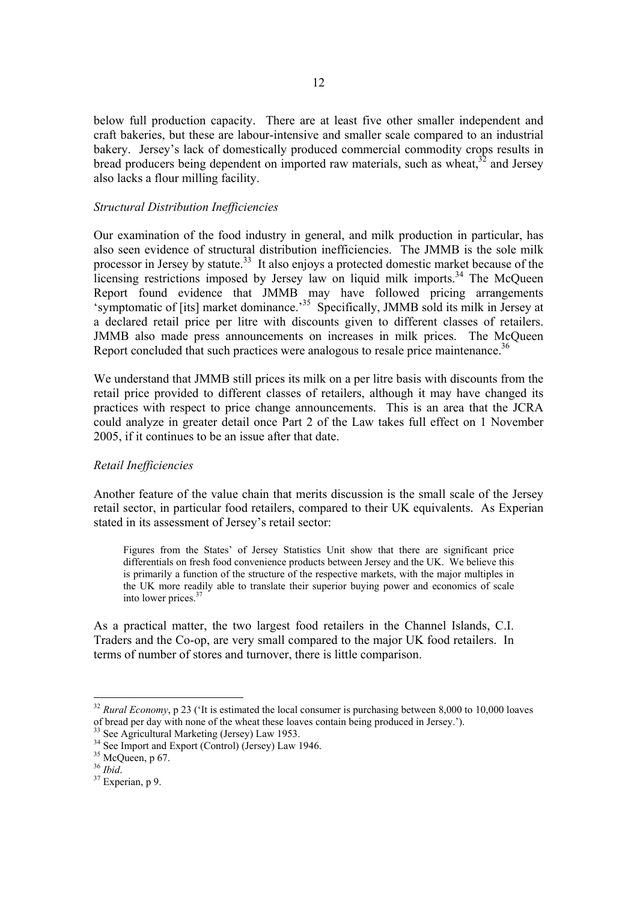below full production capacity. There are at least five other smaller independent and craft bakeries, but these are labour-intensive and smaller scale compared to an industrial bakery. Jersey's lack of domestically produced commercial commodity crops results in bread producers being dependent on imported raw materials, such as wheat,[32] and Jersey also lacks a flour milling facility.

*Structural Distribution Inefficiencies*

Our examination of the food industry in general, and milk production in particular, has also seen evidence of structural distribution inefficiencies. The JMMB is the sole milk processor in Jersey by statute.[33] It also enjoys a protected domestic market because of the licensing restrictions imposed by Jersey law on liquid milk imports.[34] The McQueen Report found evidence that JMMB may have followed pricing arrangements 'symptomatic of [its] market dominance.'[35] Specifically, JMMB sold its milk in Jersey at a declared retail price per litre with discounts given to different classes of retailers. JMMB also made press announcements on increases in milk prices. The McQueen Report concluded that such practices were analogous to resale price maintenance.[36]

We understand that JMMB still prices its milk on a per litre basis with discounts from the retail price provided to different classes of retailers, although it may have changed its practices with respect to price change announcements. This is an area that the JCRA could analyze in greater detail once Part 2 of the Law takes full effect on 1 November 2005, if it continues to be an issue after that date.

*Retail Inefficiencies*

Another feature of the value chain that merits discussion is the small scale of the Jersey retail sector, in particular food retailers, compared to their UK equivalents. As Experian stated in its assessment of Jersey's retail sector:

> Figures from the States' of Jersey Statistics Unit show that there are significant price differentials on fresh food convenience products between Jersey and the UK. We believe this is primarily a function of the structure of the respective markets, with the major multiples in the UK more readily able to translate their superior buying power and economics of scale into lower prices.[37]

As a practical matter, the two largest food retailers in the Channel Islands, C.I. Traders and the Co-op, are very small compared to the major UK food retailers. In terms of number of stores and turnover, there is little comparison.

---

[32] *Rural Economy*, p 23 ('It is estimated the local consumer is purchasing between 8,000 to 10,000 loaves of bread per day with none of the wheat these loaves contain being produced in Jersey.').

[33] See Agricultural Marketing (Jersey) Law 1953.

[34] See Import and Export (Control) (Jersey) Law 1946.

[35] McQueen, p 67.

[36] *Ibid.*

[37] Experian, p 9.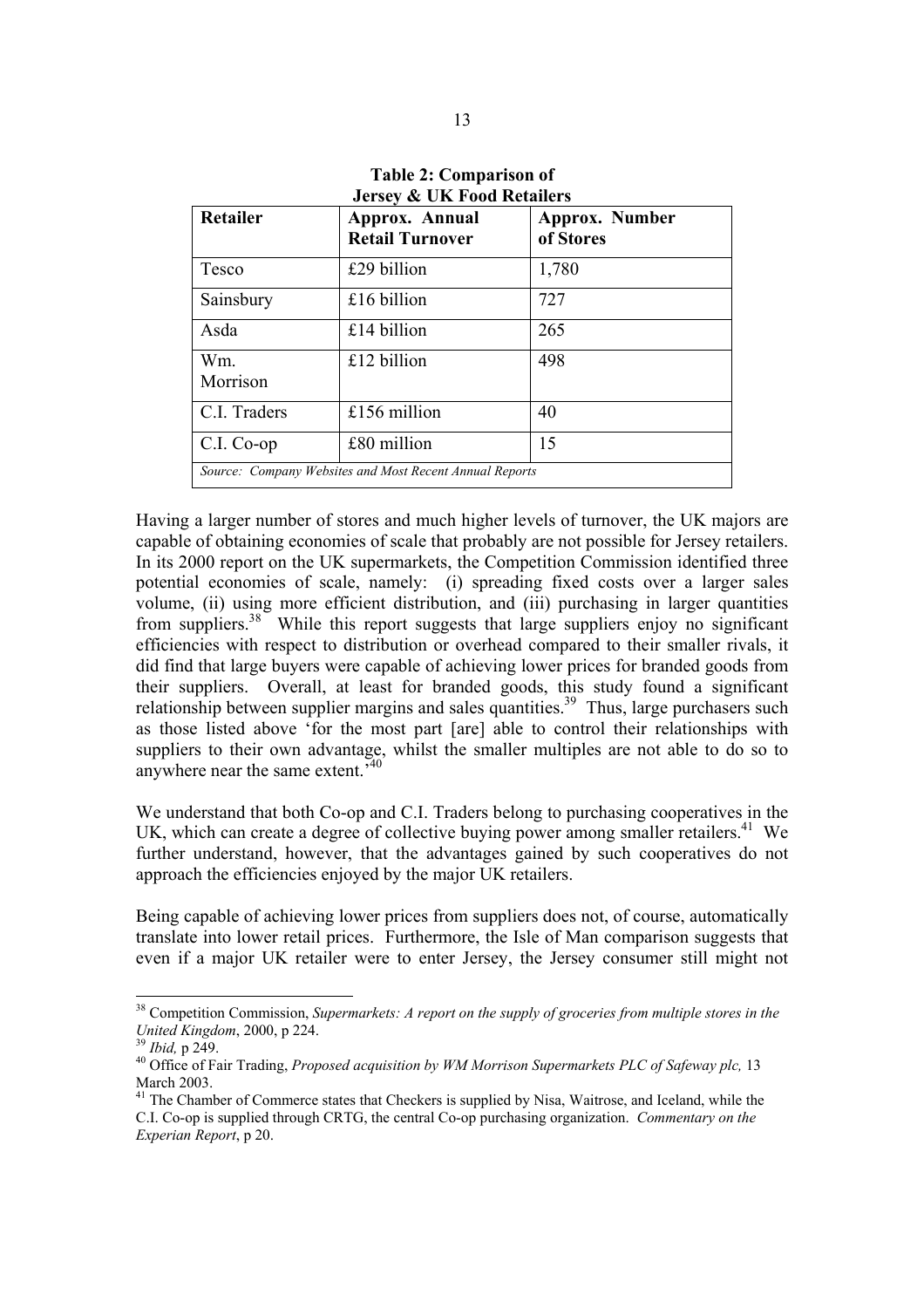**Table 2: Comparison of Jersey & UK Food Retailers**

| Retailer | Approx. Annual Retail Turnover | Approx. Number of Stores |
|---|---|---|
| Tesco | £29 billion | 1,780 |
| Sainsbury | £16 billion | 727 |
| Asda | £14 billion | 265 |
| Wm. Morrison | £12 billion | 498 |
| C.I. Traders | £156 million | 40 |
| C.I. Co-op | £80 million | 15 |
| *Source: Company Websites and Most Recent Annual Reports* | | |

Having a larger number of stores and much higher levels of turnover, the UK majors are capable of obtaining economies of scale that probably are not possible for Jersey retailers. In its 2000 report on the UK supermarkets, the Competition Commission identified three potential economies of scale, namely: (i) spreading fixed costs over a larger sales volume, (ii) using more efficient distribution, and (iii) purchasing in larger quantities from suppliers.[38] While this report suggests that large suppliers enjoy no significant efficiencies with respect to distribution or overhead compared to their smaller rivals, it did find that large buyers were capable of achieving lower prices for branded goods from their suppliers. Overall, at least for branded goods, this study found a significant relationship between supplier margins and sales quantities.[39] Thus, large purchasers such as those listed above 'for the most part [are] able to control their relationships with suppliers to their own advantage, whilst the smaller multiples are not able to do so to anywhere near the same extent.'[40]

We understand that both Co-op and C.I. Traders belong to purchasing cooperatives in the UK, which can create a degree of collective buying power among smaller retailers.[41] We further understand, however, that the advantages gained by such cooperatives do not approach the efficiencies enjoyed by the major UK retailers.

Being capable of achieving lower prices from suppliers does not, of course, automatically translate into lower retail prices. Furthermore, the Isle of Man comparison suggests that even if a major UK retailer were to enter Jersey, the Jersey consumer still might not

---

[38] Competition Commission, *Supermarkets: A report on the supply of groceries from multiple stores in the United Kingdom*, 2000, p 224.

[39] *Ibid,* p 249.

[40] Office of Fair Trading, *Proposed acquisition by WM Morrison Supermarkets PLC of Safeway plc,* 13 March 2003.

[41] The Chamber of Commerce states that Checkers is supplied by Nisa, Waitrose, and Iceland, while the C.I. Co-op is supplied through CRTG, the central Co-op purchasing organization. *Commentary on the Experian Report*, p 20.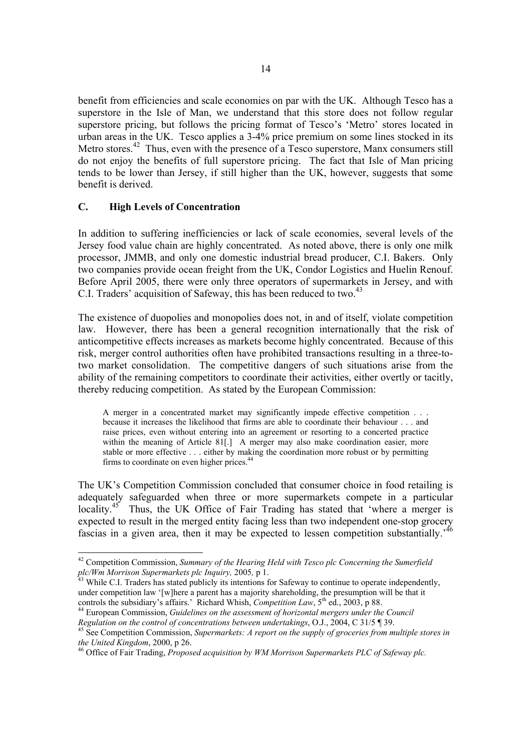benefit from efficiencies and scale economies on par with the UK. Although Tesco has a superstore in the Isle of Man, we understand that this store does not follow regular superstore pricing, but follows the pricing format of Tesco's 'Metro' stores located in urban areas in the UK. Tesco applies a 3-4% price premium on some lines stocked in its Metro stores.[42] Thus, even with the presence of a Tesco superstore, Manx consumers still do not enjoy the benefits of full superstore pricing. The fact that Isle of Man pricing tends to be lower than Jersey, if still higher than the UK, however, suggests that some benefit is derived.

### C. High Levels of Concentration

In addition to suffering inefficiencies or lack of scale economies, several levels of the Jersey food value chain are highly concentrated. As noted above, there is only one milk processor, JMMB, and only one domestic industrial bread producer, C.I. Bakers. Only two companies provide ocean freight from the UK, Condor Logistics and Huelin Renouf. Before April 2005, there were only three operators of supermarkets in Jersey, and with C.I. Traders' acquisition of Safeway, this has been reduced to two.[43]

The existence of duopolies and monopolies does not, in and of itself, violate competition law. However, there has been a general recognition internationally that the risk of anticompetitive effects increases as markets become highly concentrated. Because of this risk, merger control authorities often have prohibited transactions resulting in a three-to-two market consolidation. The competitive dangers of such situations arise from the ability of the remaining competitors to coordinate their activities, either overtly or tacitly, thereby reducing competition. As stated by the European Commission:

> A merger in a concentrated market may significantly impede effective competition . . . because it increases the likelihood that firms are able to coordinate their behaviour . . . and raise prices, even without entering into an agreement or resorting to a concerted practice within the meaning of Article 81[.] A merger may also make coordination easier, more stable or more effective . . . either by making the coordination more robust or by permitting firms to coordinate on even higher prices.[44]

The UK's Competition Commission concluded that consumer choice in food retailing is adequately safeguarded when three or more supermarkets compete in a particular locality.[45] Thus, the UK Office of Fair Trading has stated that 'where a merger is expected to result in the merged entity facing less than two independent one-stop grocery fascias in a given area, then it may be expected to lessen competition substantially.'[46]

---

[42] Competition Commission, *Summary of the Hearing Held with Tesco plc Concerning the Sumerfield plc/Wm Morrison Supermarkets plc Inquiry,* 2005*,* p 1.

[43] While C.I. Traders has stated publicly its intentions for Safeway to continue to operate independently, under competition law '[w]here a parent has a majority shareholding, the presumption will be that it controls the subsidiary's affairs.' Richard Whish, *Competition Law*, 5th ed., 2003, p 88.

[44] European Commission, *Guidelines on the assessment of horizontal mergers under the Council Regulation on the control of concentrations between undertakings*, O.J., 2004, C 31/5 ¶ 39.

[45] See Competition Commission, *Supermarkets: A report on the supply of groceries from multiple stores in the United Kingdom*, 2000, p 26.

[46] Office of Fair Trading, *Proposed acquisition by WM Morrison Supermarkets PLC of Safeway plc.*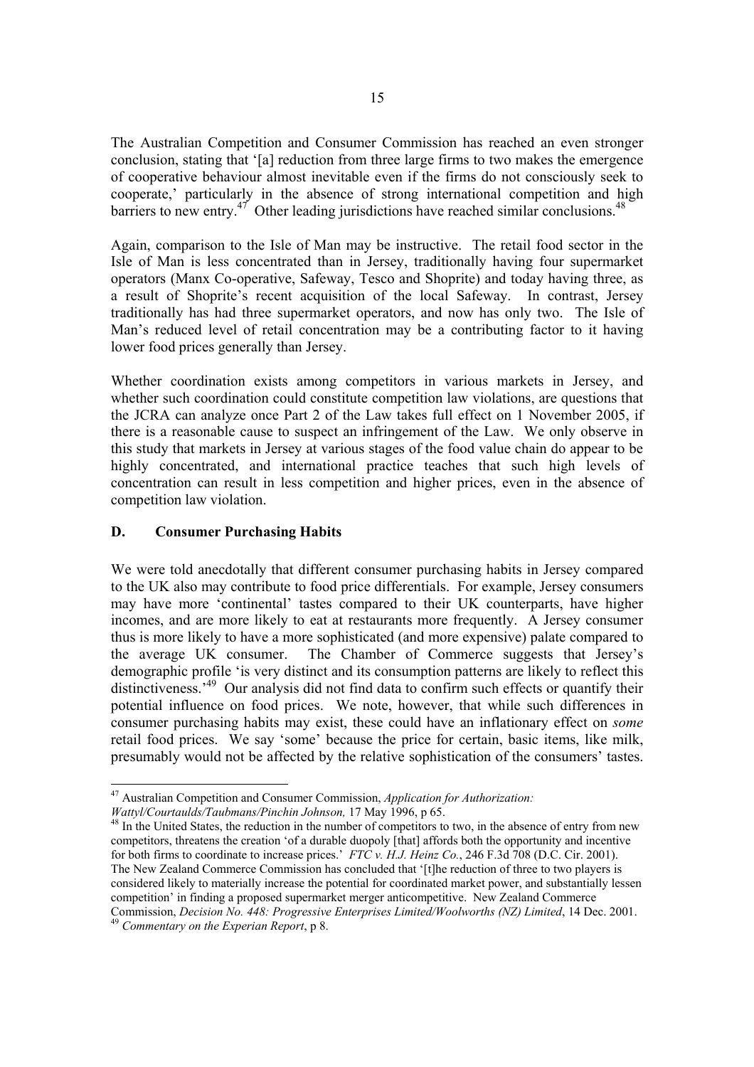The Australian Competition and Consumer Commission has reached an even stronger conclusion, stating that '[a] reduction from three large firms to two makes the emergence of cooperative behaviour almost inevitable even if the firms do not consciously seek to cooperate,' particularly in the absence of strong international competition and high barriers to new entry.[47] Other leading jurisdictions have reached similar conclusions.[48]

Again, comparison to the Isle of Man may be instructive. The retail food sector in the Isle of Man is less concentrated than in Jersey, traditionally having four supermarket operators (Manx Co-operative, Safeway, Tesco and Shoprite) and today having three, as a result of Shoprite's recent acquisition of the local Safeway. In contrast, Jersey traditionally has had three supermarket operators, and now has only two. The Isle of Man's reduced level of retail concentration may be a contributing factor to it having lower food prices generally than Jersey.

Whether coordination exists among competitors in various markets in Jersey, and whether such coordination could constitute competition law violations, are questions that the JCRA can analyze once Part 2 of the Law takes full effect on 1 November 2005, if there is a reasonable cause to suspect an infringement of the Law. We only observe in this study that markets in Jersey at various stages of the food value chain do appear to be highly concentrated, and international practice teaches that such high levels of concentration can result in less competition and higher prices, even in the absence of competition law violation.

## D. Consumer Purchasing Habits

We were told anecdotally that different consumer purchasing habits in Jersey compared to the UK also may contribute to food price differentials. For example, Jersey consumers may have more 'continental' tastes compared to their UK counterparts, have higher incomes, and are more likely to eat at restaurants more frequently. A Jersey consumer thus is more likely to have a more sophisticated (and more expensive) palate compared to the average UK consumer. The Chamber of Commerce suggests that Jersey's demographic profile 'is very distinct and its consumption patterns are likely to reflect this distinctiveness.'[49] Our analysis did not find data to confirm such effects or quantify their potential influence on food prices. We note, however, that while such differences in consumer purchasing habits may exist, these could have an inflationary effect on *some* retail food prices. We say 'some' because the price for certain, basic items, like milk, presumably would not be affected by the relative sophistication of the consumers' tastes.

---

[47] Australian Competition and Consumer Commission, *Application for Authorization: Wattyl/Courtaulds/Taubmans/Pinchin Johnson,* 17 May 1996, p 65.

[48] In the United States, the reduction in the number of competitors to two, in the absence of entry from new competitors, threatens the creation 'of a durable duopoly [that] affords both the opportunity and incentive for both firms to coordinate to increase prices.' *FTC v. H.J. Heinz Co.*, 246 F.3d 708 (D.C. Cir. 2001). The New Zealand Commerce Commission has concluded that '[t]he reduction of three to two players is considered likely to materially increase the potential for coordinated market power, and substantially lessen competition' in finding a proposed supermarket merger anticompetitive. New Zealand Commerce Commission, *Decision No. 448: Progressive Enterprises Limited/Woolworths (NZ) Limited*, 14 Dec. 2001.

[49] *Commentary on the Experian Report*, p 8.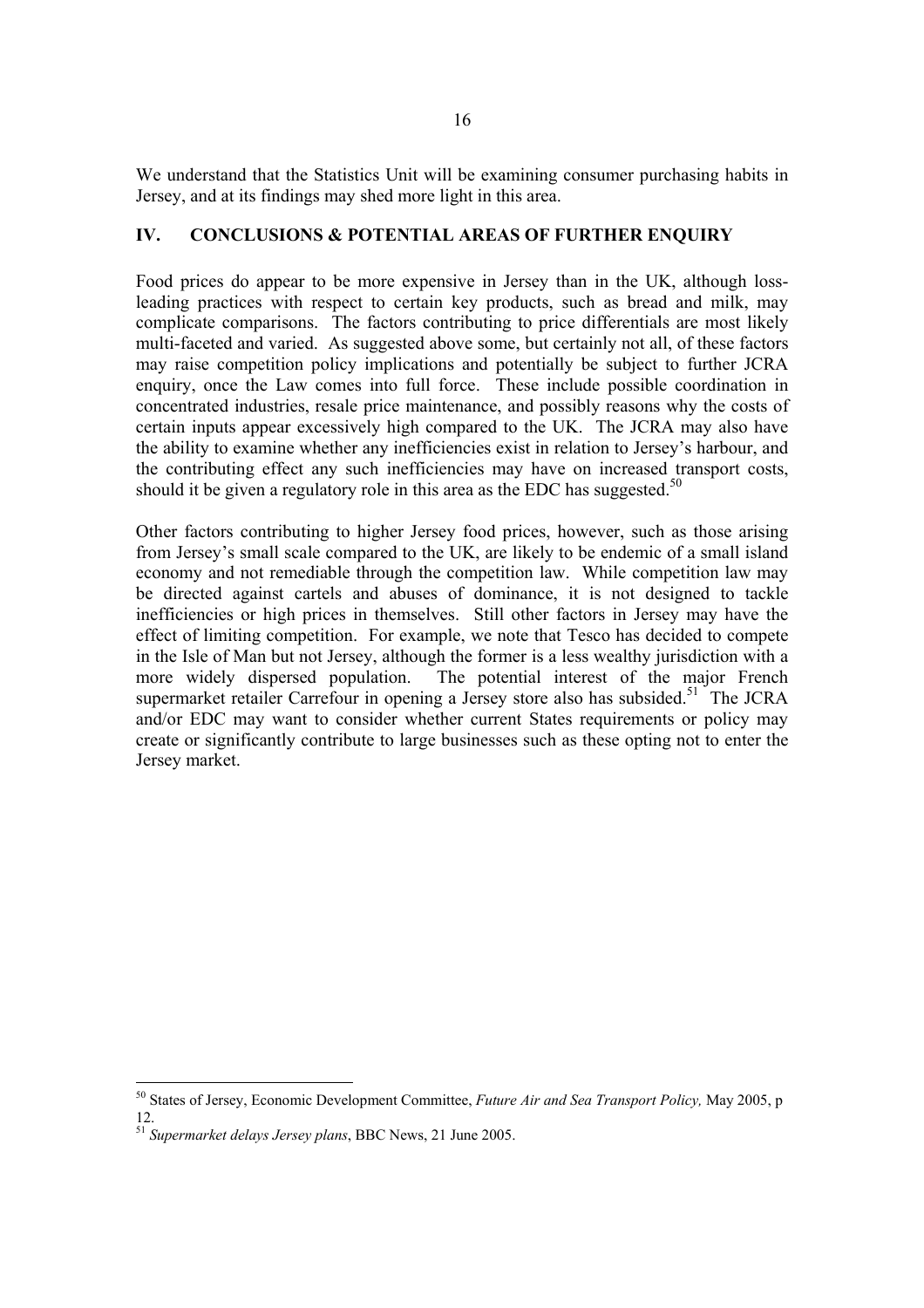We understand that the Statistics Unit will be examining consumer purchasing habits in Jersey, and at its findings may shed more light in this area.

## IV. CONCLUSIONS & POTENTIAL AREAS OF FURTHER ENQUIRY

Food prices do appear to be more expensive in Jersey than in the UK, although loss-leading practices with respect to certain key products, such as bread and milk, may complicate comparisons. The factors contributing to price differentials are most likely multi-faceted and varied. As suggested above some, but certainly not all, of these factors may raise competition policy implications and potentially be subject to further JCRA enquiry, once the Law comes into full force. These include possible coordination in concentrated industries, resale price maintenance, and possibly reasons why the costs of certain inputs appear excessively high compared to the UK. The JCRA may also have the ability to examine whether any inefficiencies exist in relation to Jersey's harbour, and the contributing effect any such inefficiencies may have on increased transport costs, should it be given a regulatory role in this area as the EDC has suggested.[50]

Other factors contributing to higher Jersey food prices, however, such as those arising from Jersey's small scale compared to the UK, are likely to be endemic of a small island economy and not remediable through the competition law. While competition law may be directed against cartels and abuses of dominance, it is not designed to tackle inefficiencies or high prices in themselves. Still other factors in Jersey may have the effect of limiting competition. For example, we note that Tesco has decided to compete in the Isle of Man but not Jersey, although the former is a less wealthy jurisdiction with a more widely dispersed population. The potential interest of the major French supermarket retailer Carrefour in opening a Jersey store also has subsided.[51] The JCRA and/or EDC may want to consider whether current States requirements or policy may create or significantly contribute to large businesses such as these opting not to enter the Jersey market.

---

[50] States of Jersey, Economic Development Committee, *Future Air and Sea Transport Policy,* May 2005, p 12.

[51] *Supermarket delays Jersey plans*, BBC News, 21 June 2005.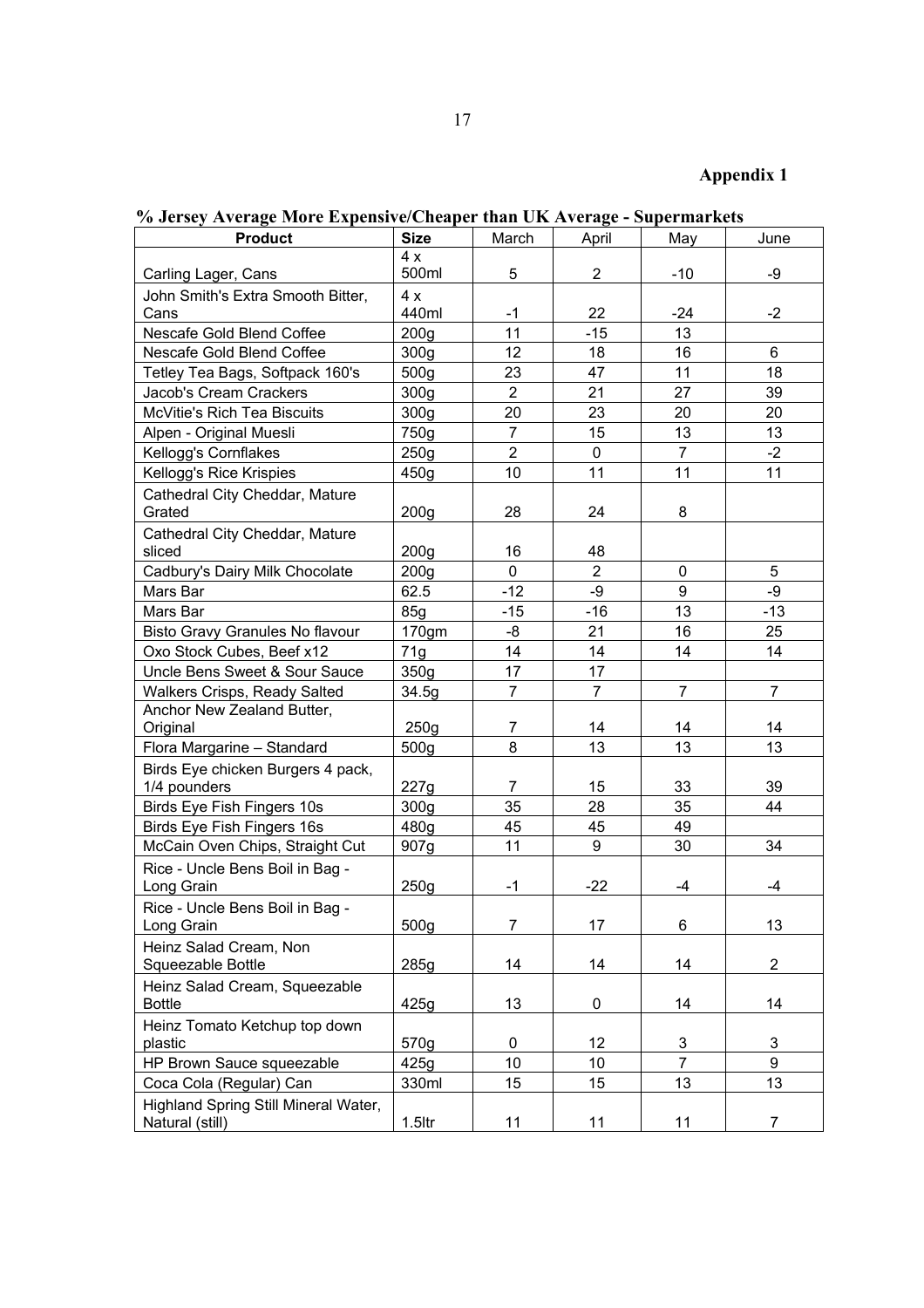## Appendix 1

**% Jersey Average More Expensive/Cheaper than UK Average - Supermarkets**

| Product | Size | March | April | May | June |
|---|---|---|---|---|---|
| Carling Lager, Cans | 4 x 500ml | 5 | 2 | -10 | -9 |
| John Smith's Extra Smooth Bitter, Cans | 4 x 440ml | -1 | 22 | -24 | -2 |
| Nescafe Gold Blend Coffee | 200g | 11 | -15 | 13 | |
| Nescafe Gold Blend Coffee | 300g | 12 | 18 | 16 | 6 |
| Tetley Tea Bags, Softpack 160's | 500g | 23 | 47 | 11 | 18 |
| Jacob's Cream Crackers | 300g | 2 | 21 | 27 | 39 |
| McVitie's Rich Tea Biscuits | 300g | 20 | 23 | 20 | 20 |
| Alpen - Original Muesli | 750g | 7 | 15 | 13 | 13 |
| Kellogg's Cornflakes | 250g | 2 | 0 | 7 | -2 |
| Kellogg's Rice Krispies | 450g | 10 | 11 | 11 | 11 |
| Cathedral City Cheddar, Mature Grated | 200g | 28 | 24 | 8 | |
| Cathedral City Cheddar, Mature sliced | 200g | 16 | 48 | | |
| Cadbury's Dairy Milk Chocolate | 200g | 0 | 2 | 0 | 5 |
| Mars Bar | 62.5 | -12 | -9 | 9 | -9 |
| Mars Bar | 85g | -15 | -16 | 13 | -13 |
| Bisto Gravy Granules No flavour | 170gm | -8 | 21 | 16 | 25 |
| Oxo Stock Cubes, Beef x12 | 71g | 14 | 14 | 14 | 14 |
| Uncle Bens Sweet & Sour Sauce | 350g | 17 | 17 | | |
| Walkers Crisps, Ready Salted | 34.5g | 7 | 7 | 7 | 7 |
| Anchor New Zealand Butter, Original | 250g | 7 | 14 | 14 | 14 |
| Flora Margarine – Standard | 500g | 8 | 13 | 13 | 13 |
| Birds Eye chicken Burgers 4 pack, 1/4 pounders | 227g | 7 | 15 | 33 | 39 |
| Birds Eye Fish Fingers 10s | 300g | 35 | 28 | 35 | 44 |
| Birds Eye Fish Fingers 16s | 480g | 45 | 45 | 49 | |
| McCain Oven Chips, Straight Cut | 907g | 11 | 9 | 30 | 34 |
| Rice - Uncle Bens Boil in Bag - Long Grain | 250g | -1 | -22 | -4 | -4 |
| Rice - Uncle Bens Boil in Bag - Long Grain | 500g | 7 | 17 | 6 | 13 |
| Heinz Salad Cream, Non Squeezable Bottle | 285g | 14 | 14 | 14 | 2 |
| Heinz Salad Cream, Squeezable Bottle | 425g | 13 | 0 | 14 | 14 |
| Heinz Tomato Ketchup top down plastic | 570g | 0 | 12 | 3 | 3 |
| HP Brown Sauce squeezable | 425g | 10 | 10 | 7 | 9 |
| Coca Cola (Regular) Can | 330ml | 15 | 15 | 13 | 13 |
| Highland Spring Still Mineral Water, Natural (still) | 1.5ltr | 11 | 11 | 11 | 7 |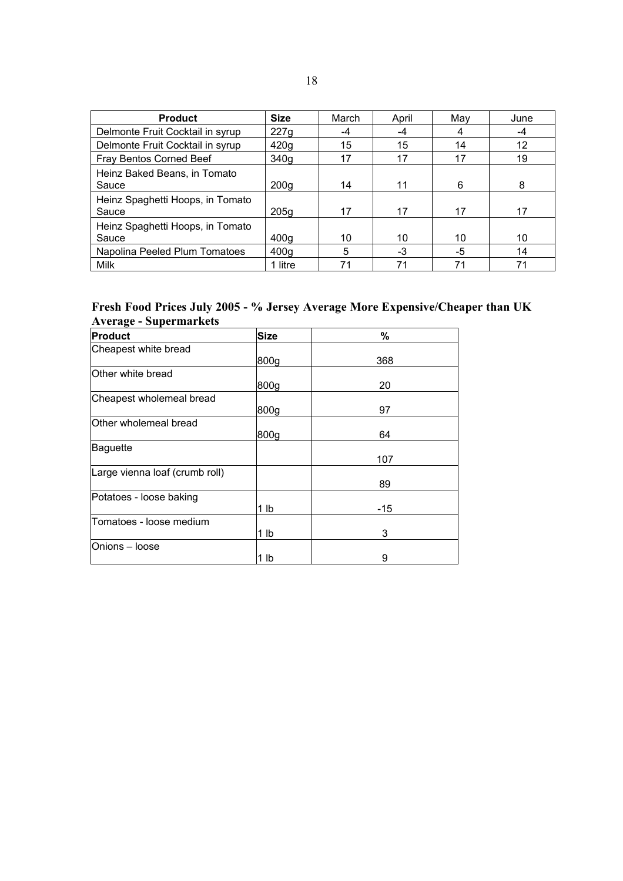| Product | Size | March | April | May | June |
|---|---|---|---|---|---|
| Delmonte Fruit Cocktail in syrup | 227g | -4 | -4 | 4 | -4 |
| Delmonte Fruit Cocktail in syrup | 420g | 15 | 15 | 14 | 12 |
| Fray Bentos Corned Beef | 340g | 17 | 17 | 17 | 19 |
| Heinz Baked Beans, in Tomato Sauce | 200g | 14 | 11 | 6 | 8 |
| Heinz Spaghetti Hoops, in Tomato Sauce | 205g | 17 | 17 | 17 | 17 |
| Heinz Spaghetti Hoops, in Tomato Sauce | 400g | 10 | 10 | 10 | 10 |
| Napolina Peeled Plum Tomatoes | 400g | 5 | -3 | -5 | 14 |
| Milk | 1 litre | 71 | 71 | 71 | 71 |

**Fresh Food Prices July 2005 - % Jersey Average More Expensive/Cheaper than UK Average - Supermarkets**

| Product | Size | % |
|---|---|---|
| Cheapest white bread | 800g | 368 |
| Other white bread | 800g | 20 |
| Cheapest wholemeal bread | 800g | 97 |
| Other wholemeal bread | 800g | 64 |
| Baguette | | 107 |
| Large vienna loaf (crumb roll) | | 89 |
| Potatoes - loose baking | 1 lb | -15 |
| Tomatoes - loose medium | 1 lb | 3 |
| Onions – loose | 1 lb | 9 |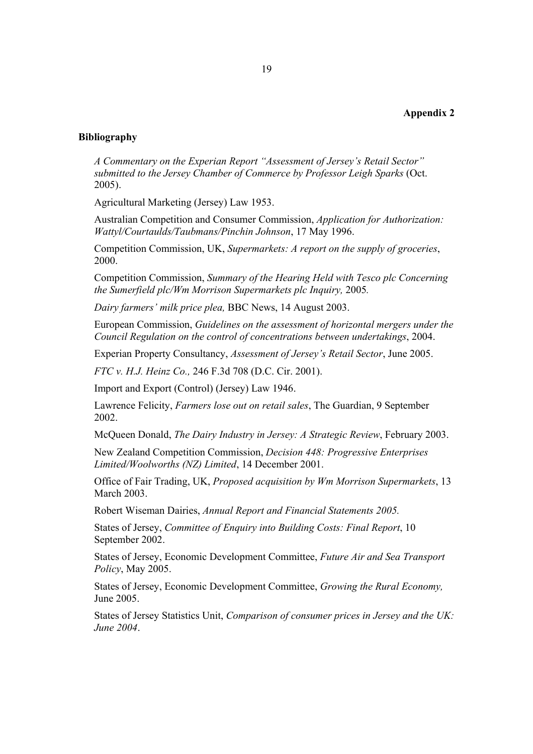**Appendix 2**

## Bibliography

*A Commentary on the Experian Report "Assessment of Jersey's Retail Sector" submitted to the Jersey Chamber of Commerce by Professor Leigh Sparks* (Oct. 2005).

Agricultural Marketing (Jersey) Law 1953.

Australian Competition and Consumer Commission, *Application for Authorization: Wattyl/Courtaulds/Taubmans/Pinchin Johnson*, 17 May 1996.

Competition Commission, UK, *Supermarkets: A report on the supply of groceries*, 2000.

Competition Commission, *Summary of the Hearing Held with Tesco plc Concerning the Sumerfield plc/Wm Morrison Supermarkets plc Inquiry,* 2005.

*Dairy farmers' milk price plea,* BBC News, 14 August 2003.

European Commission, *Guidelines on the assessment of horizontal mergers under the Council Regulation on the control of concentrations between undertakings*, 2004.

Experian Property Consultancy, *Assessment of Jersey's Retail Sector*, June 2005.

*FTC v. H.J. Heinz Co.,* 246 F.3d 708 (D.C. Cir. 2001).

Import and Export (Control) (Jersey) Law 1946.

Lawrence Felicity, *Farmers lose out on retail sales*, The Guardian, 9 September 2002.

McQueen Donald, *The Dairy Industry in Jersey: A Strategic Review*, February 2003.

New Zealand Competition Commission, *Decision 448: Progressive Enterprises Limited/Woolworths (NZ) Limited*, 14 December 2001.

Office of Fair Trading, UK, *Proposed acquisition by Wm Morrison Supermarkets*, 13 March 2003.

Robert Wiseman Dairies, *Annual Report and Financial Statements 2005.*

States of Jersey, *Committee of Enquiry into Building Costs: Final Report*, 10 September 2002.

States of Jersey, Economic Development Committee, *Future Air and Sea Transport Policy*, May 2005.

States of Jersey, Economic Development Committee, *Growing the Rural Economy,* June 2005.

States of Jersey Statistics Unit, *Comparison of consumer prices in Jersey and the UK: June 2004*.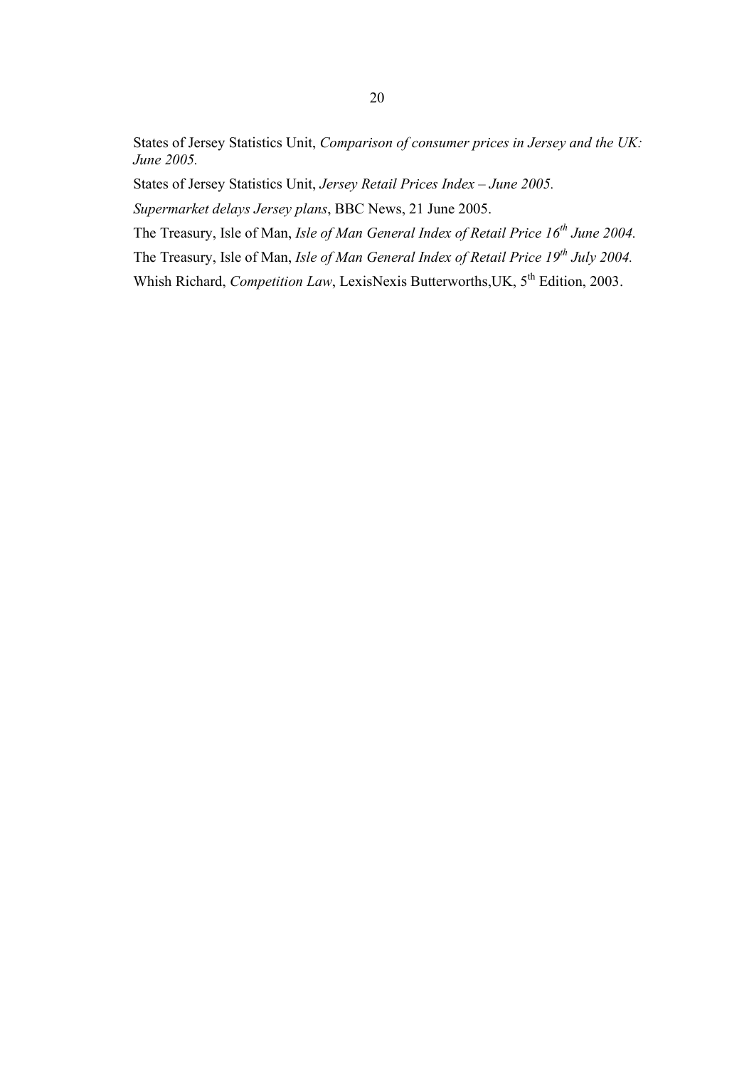States of Jersey Statistics Unit, *Comparison of consumer prices in Jersey and the UK: June 2005.*

States of Jersey Statistics Unit, *Jersey Retail Prices Index – June 2005.*

*Supermarket delays Jersey plans*, BBC News, 21 June 2005.

The Treasury, Isle of Man, *Isle of Man General Index of Retail Price 16th June 2004.*

The Treasury, Isle of Man, *Isle of Man General Index of Retail Price 19th July 2004.*

Whish Richard, *Competition Law*, LexisNexis Butterworths,UK, 5th Edition, 2003.